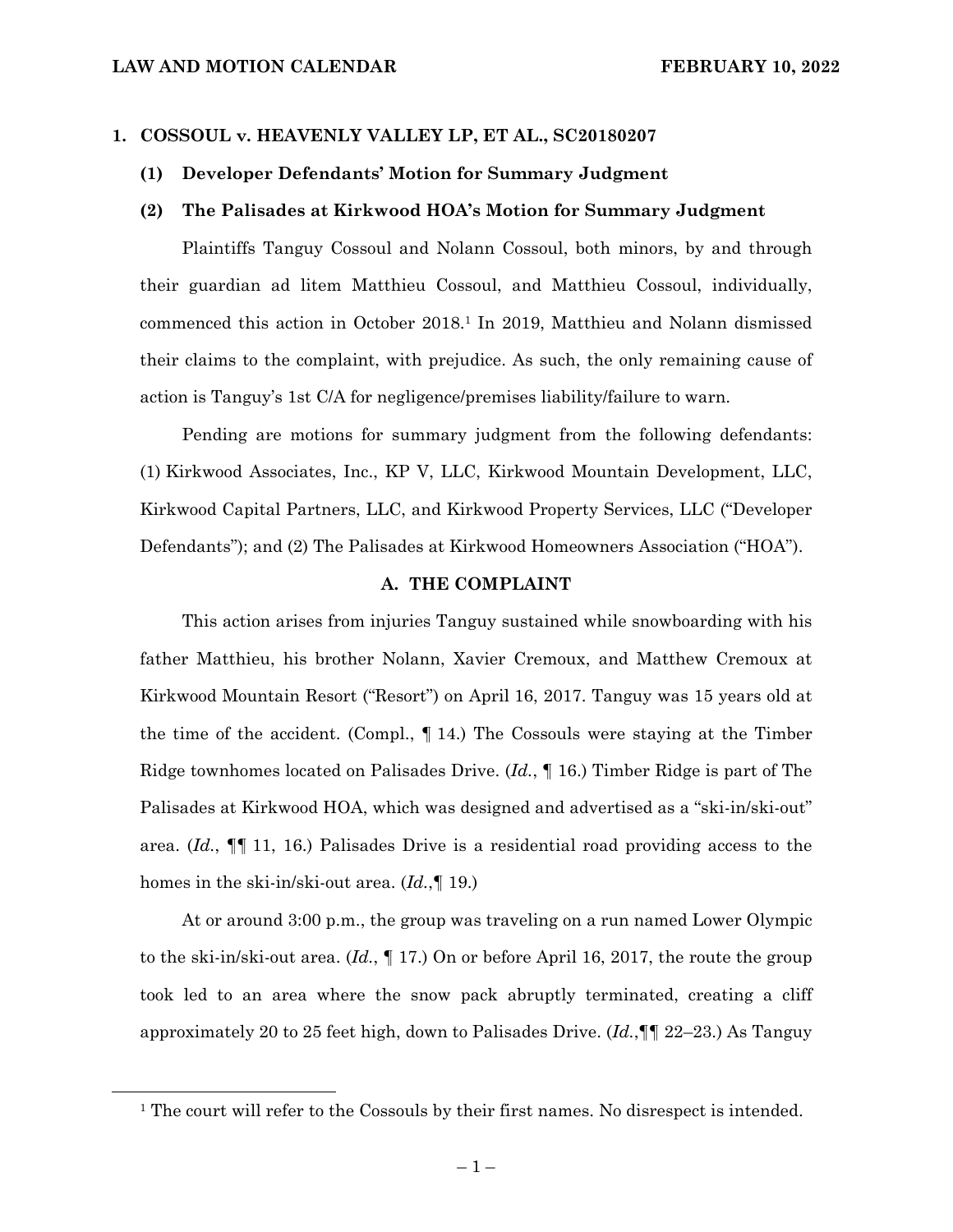**LAW AND MOTION CALENDAR** **FEBRUARY 10, 2022**

## 1. COSSOUL v. HEAVENLY VALLEY LP, ET AL., SC20180207

### (1) Developer Defendants' Motion for Summary Judgment

### (2) The Palisades at Kirkwood HOA's Motion for Summary Judgment

Plaintiffs Tanguy Cossoul and Nolann Cossoul, both minors, by and through their guardian ad litem Matthieu Cossoul, and Matthieu Cossoul, individually, commenced this action in October 2018.[1] In 2019, Matthieu and Nolann dismissed their claims to the complaint, with prejudice. As such, the only remaining cause of action is Tanguy's 1st C/A for negligence/premises liability/failure to warn.

Pending are motions for summary judgment from the following defendants: (1) Kirkwood Associates, Inc., KP V, LLC, Kirkwood Mountain Development, LLC, Kirkwood Capital Partners, LLC, and Kirkwood Property Services, LLC ("Developer Defendants"); and (2) The Palisades at Kirkwood Homeowners Association ("HOA").

### A. THE COMPLAINT

This action arises from injuries Tanguy sustained while snowboarding with his father Matthieu, his brother Nolann, Xavier Cremoux, and Matthew Cremoux at Kirkwood Mountain Resort ("Resort") on April 16, 2017. Tanguy was 15 years old at the time of the accident. (Compl., ¶ 14.) The Cossouls were staying at the Timber Ridge townhomes located on Palisades Drive. (*Id.*, ¶ 16.) Timber Ridge is part of The Palisades at Kirkwood HOA, which was designed and advertised as a "ski-in/ski-out" area. (*Id.*, ¶¶ 11, 16.) Palisades Drive is a residential road providing access to the homes in the ski-in/ski-out area. (*Id.*,¶ 19.)

At or around 3:00 p.m., the group was traveling on a run named Lower Olympic to the ski-in/ski-out area. (*Id.*, ¶ 17.) On or before April 16, 2017, the route the group took led to an area where the snow pack abruptly terminated, creating a cliff approximately 20 to 25 feet high, down to Palisades Drive. (*Id.*,¶¶ 22–23.) As Tanguy

[1] The court will refer to the Cossouls by their first names. No disrespect is intended.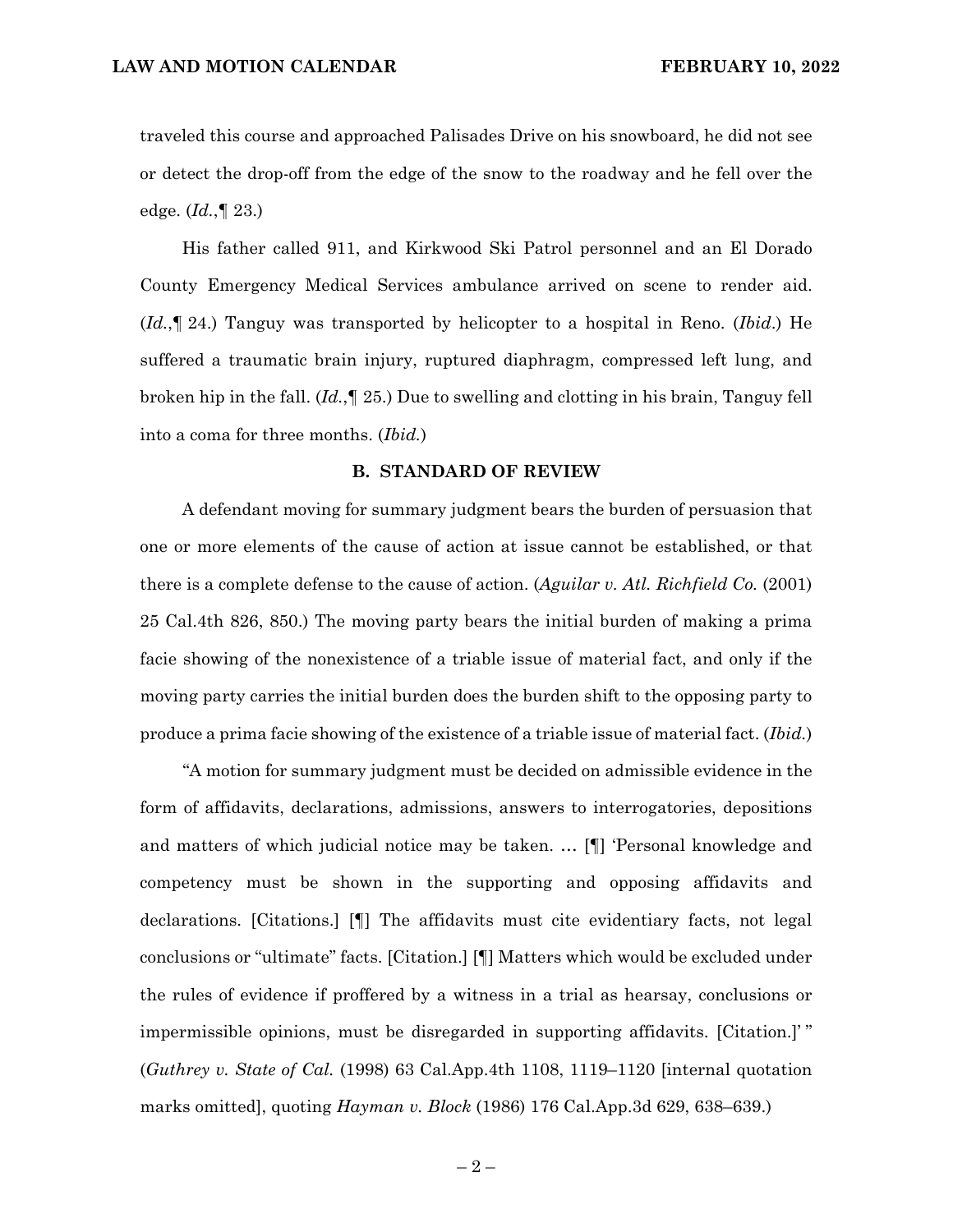traveled this course and approached Palisades Drive on his snowboard, he did not see or detect the drop-off from the edge of the snow to the roadway and he fell over the edge. (*Id.*,¶ 23.)

His father called 911, and Kirkwood Ski Patrol personnel and an El Dorado County Emergency Medical Services ambulance arrived on scene to render aid. (*Id.*,¶ 24.) Tanguy was transported by helicopter to a hospital in Reno. (*Ibid.*) He suffered a traumatic brain injury, ruptured diaphragm, compressed left lung, and broken hip in the fall. (*Id.*,¶ 25.) Due to swelling and clotting in his brain, Tanguy fell into a coma for three months. (*Ibid.*)

### B. STANDARD OF REVIEW

A defendant moving for summary judgment bears the burden of persuasion that one or more elements of the cause of action at issue cannot be established, or that there is a complete defense to the cause of action. (*Aguilar v. Atl. Richfield Co.* (2001) 25 Cal.4th 826, 850.) The moving party bears the initial burden of making a prima facie showing of the nonexistence of a triable issue of material fact, and only if the moving party carries the initial burden does the burden shift to the opposing party to produce a prima facie showing of the existence of a triable issue of material fact. (*Ibid.*)

"A motion for summary judgment must be decided on admissible evidence in the form of affidavits, declarations, admissions, answers to interrogatories, depositions and matters of which judicial notice may be taken. … [¶] 'Personal knowledge and competency must be shown in the supporting and opposing affidavits and declarations. [Citations.] [¶] The affidavits must cite evidentiary facts, not legal conclusions or "ultimate" facts. [Citation.] [¶] Matters which would be excluded under the rules of evidence if proffered by a witness in a trial as hearsay, conclusions or impermissible opinions, must be disregarded in supporting affidavits. [Citation.]' " (*Guthrey v. State of Cal.* (1998) 63 Cal.App.4th 1108, 1119–1120 [internal quotation marks omitted], quoting *Hayman v. Block* (1986) 176 Cal.App.3d 629, 638–639.)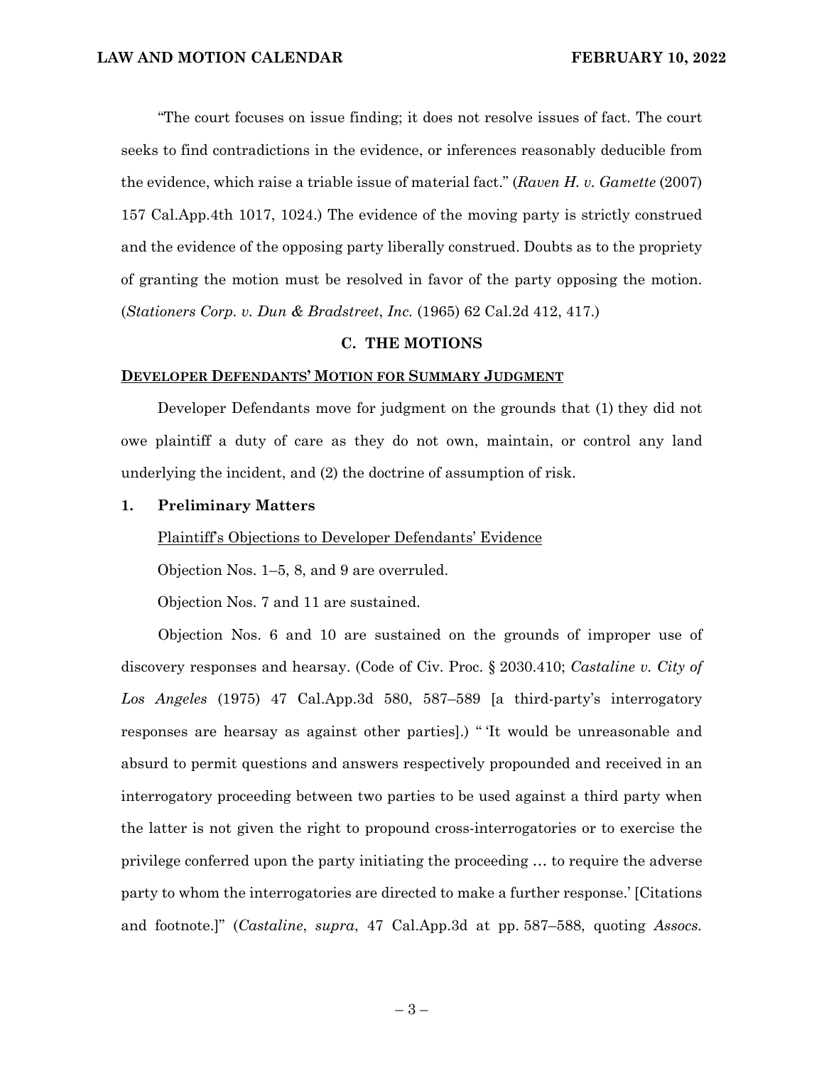"The court focuses on issue finding; it does not resolve issues of fact. The court seeks to find contradictions in the evidence, or inferences reasonably deducible from the evidence, which raise a triable issue of material fact." (*Raven H. v. Gamette* (2007) 157 Cal.App.4th 1017, 1024.) The evidence of the moving party is strictly construed and the evidence of the opposing party liberally construed. Doubts as to the propriety of granting the motion must be resolved in favor of the party opposing the motion. (*Stationers Corp. v. Dun & Bradstreet, Inc.* (1965) 62 Cal.2d 412, 417.)

## C. THE MOTIONS

### <u>DEVELOPER DEFENDANTS' MOTION FOR SUMMARY JUDGMENT</u>

Developer Defendants move for judgment on the grounds that (1) they did not owe plaintiff a duty of care as they do not own, maintain, or control any land underlying the incident, and (2) the doctrine of assumption of risk.

### 1. Preliminary Matters

<u>Plaintiff's Objections to Developer Defendants' Evidence</u>

Objection Nos. 1–5, 8, and 9 are overruled.

Objection Nos. 7 and 11 are sustained.

Objection Nos. 6 and 10 are sustained on the grounds of improper use of discovery responses and hearsay. (Code of Civ. Proc. § 2030.410; *Castaline v. City of Los Angeles* (1975) 47 Cal.App.3d 580, 587–589 [a third-party's interrogatory responses are hearsay as against other parties].) " 'It would be unreasonable and absurd to permit questions and answers respectively propounded and received in an interrogatory proceeding between two parties to be used against a third party when the latter is not given the right to propound cross-interrogatories or to exercise the privilege conferred upon the party initiating the proceeding … to require the adverse party to whom the interrogatories are directed to make a further response.' [Citations and footnote.]" (*Castaline*, *supra*, 47 Cal.App.3d at pp. 587–588, quoting *Assocs.*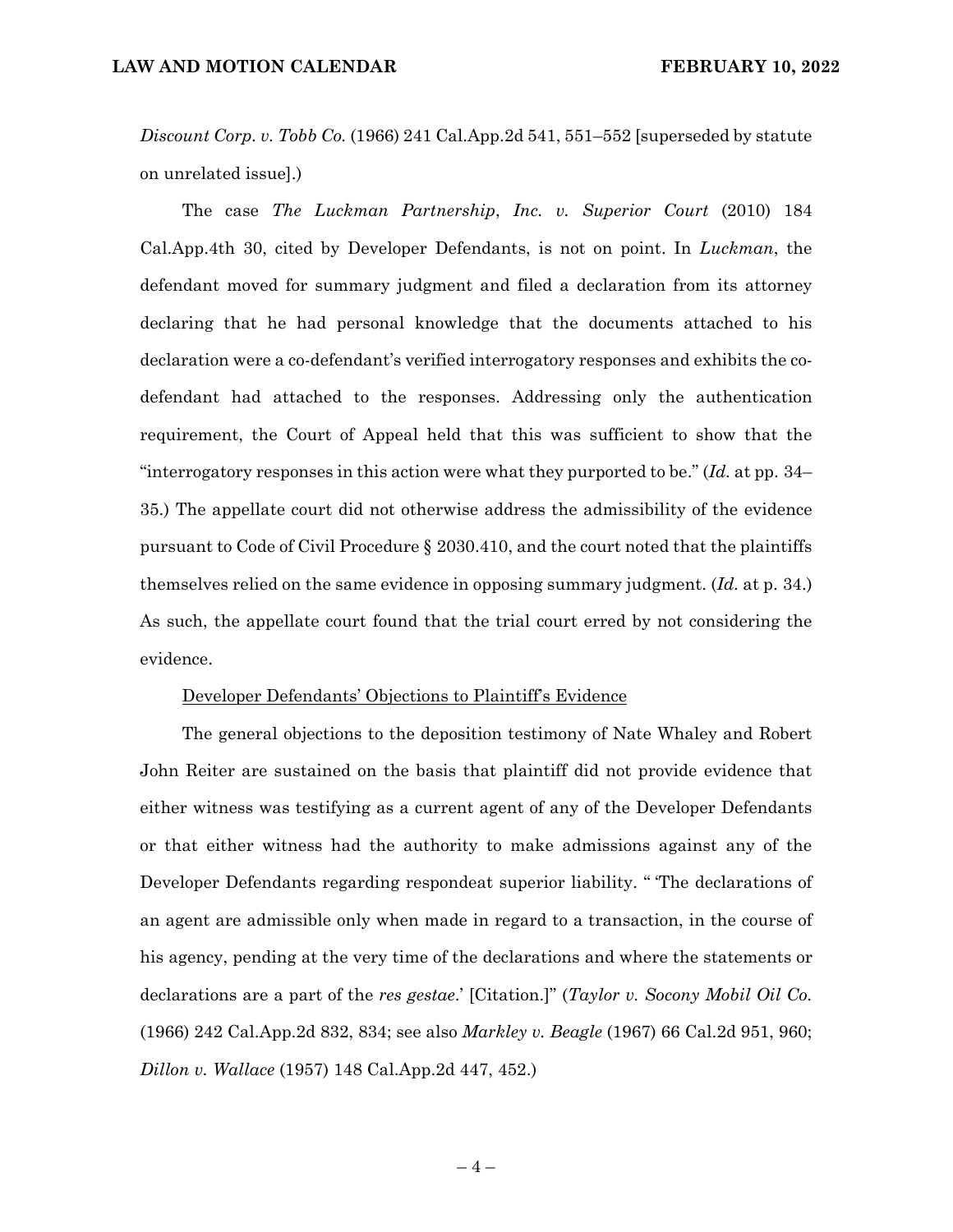*Discount Corp. v. Tobb Co.* (1966) 241 Cal.App.2d 541, 551–552 [superseded by statute on unrelated issue].)

The case *The Luckman Partnership*, *Inc. v. Superior Court* (2010) 184 Cal.App.4th 30, cited by Developer Defendants, is not on point. In *Luckman*, the defendant moved for summary judgment and filed a declaration from its attorney declaring that he had personal knowledge that the documents attached to his declaration were a co-defendant's verified interrogatory responses and exhibits the co-defendant had attached to the responses. Addressing only the authentication requirement, the Court of Appeal held that this was sufficient to show that the "interrogatory responses in this action were what they purported to be." (*Id.* at pp. 34–35.) The appellate court did not otherwise address the admissibility of the evidence pursuant to Code of Civil Procedure § 2030.410, and the court noted that the plaintiffs themselves relied on the same evidence in opposing summary judgment. (*Id.* at p. 34.) As such, the appellate court found that the trial court erred by not considering the evidence.

<u>Developer Defendants' Objections to Plaintiff's Evidence</u>

The general objections to the deposition testimony of Nate Whaley and Robert John Reiter are sustained on the basis that plaintiff did not provide evidence that either witness was testifying as a current agent of any of the Developer Defendants or that either witness had the authority to make admissions against any of the Developer Defendants regarding respondeat superior liability. " 'The declarations of an agent are admissible only when made in regard to a transaction, in the course of his agency, pending at the very time of the declarations and where the statements or declarations are a part of the *res gestae*.' [Citation.]" (*Taylor v. Socony Mobil Oil Co.* (1966) 242 Cal.App.2d 832, 834; see also *Markley v. Beagle* (1967) 66 Cal.2d 951, 960; *Dillon v. Wallace* (1957) 148 Cal.App.2d 447, 452.)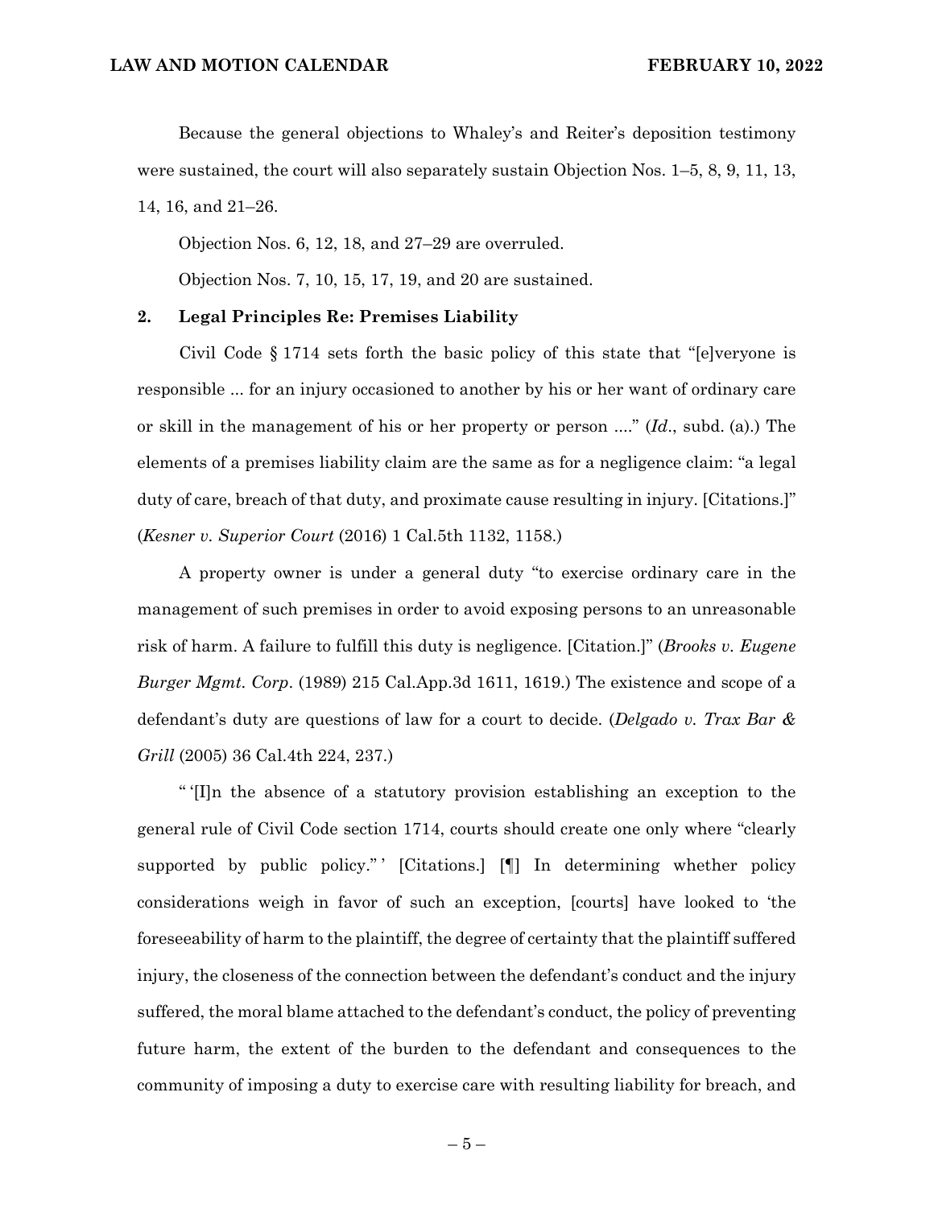Because the general objections to Whaley's and Reiter's deposition testimony were sustained, the court will also separately sustain Objection Nos. 1–5, 8, 9, 11, 13, 14, 16, and 21–26.

Objection Nos. 6, 12, 18, and 27–29 are overruled.

Objection Nos. 7, 10, 15, 17, 19, and 20 are sustained.

## 2. Legal Principles Re: Premises Liability

Civil Code § 1714 sets forth the basic policy of this state that "[e]veryone is responsible ... for an injury occasioned to another by his or her want of ordinary care or skill in the management of his or her property or person ...." (*Id*., subd. (a).) The elements of a premises liability claim are the same as for a negligence claim: "a legal duty of care, breach of that duty, and proximate cause resulting in injury. [Citations.]" (*Kesner v. Superior Court* (2016) 1 Cal.5th 1132, 1158.)

A property owner is under a general duty "to exercise ordinary care in the management of such premises in order to avoid exposing persons to an unreasonable risk of harm. A failure to fulfill this duty is negligence. [Citation.]" (*Brooks v. Eugene Burger Mgmt. Corp*. (1989) 215 Cal.App.3d 1611, 1619.) The existence and scope of a defendant's duty are questions of law for a court to decide. (*Delgado v. Trax Bar & Grill* (2005) 36 Cal.4th 224, 237.)

" '[I]n the absence of a statutory provision establishing an exception to the general rule of Civil Code section 1714, courts should create one only where "clearly supported by public policy." ' [Citations.] [¶] In determining whether policy considerations weigh in favor of such an exception, [courts] have looked to 'the foreseeability of harm to the plaintiff, the degree of certainty that the plaintiff suffered injury, the closeness of the connection between the defendant's conduct and the injury suffered, the moral blame attached to the defendant's conduct, the policy of preventing future harm, the extent of the burden to the defendant and consequences to the community of imposing a duty to exercise care with resulting liability for breach, and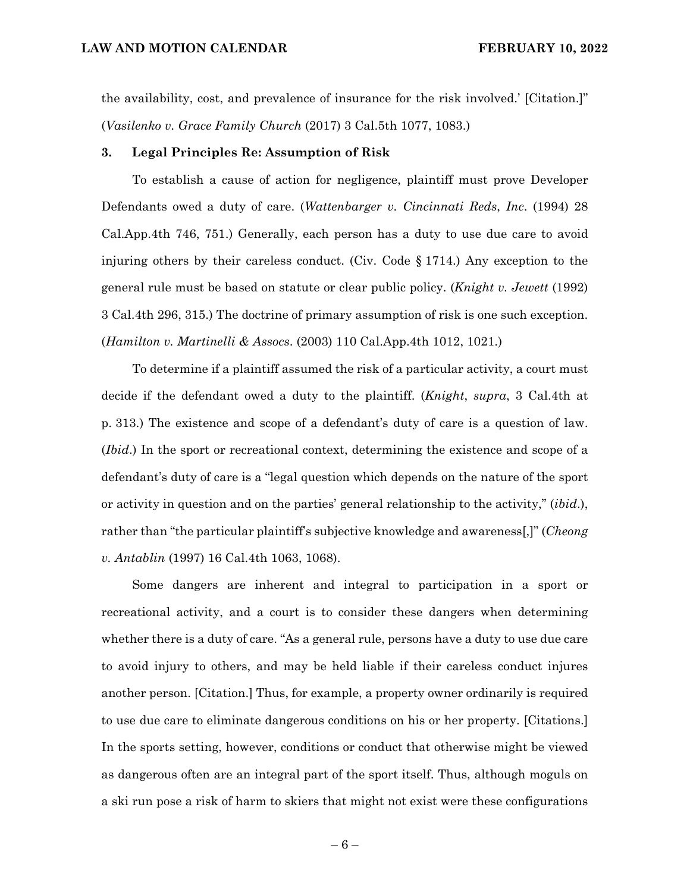the availability, cost, and prevalence of insurance for the risk involved.' [Citation.]" (*Vasilenko v. Grace Family Church* (2017) 3 Cal.5th 1077, 1083.)

### 3. Legal Principles Re: Assumption of Risk

To establish a cause of action for negligence, plaintiff must prove Developer Defendants owed a duty of care. (*Wattenbarger v. Cincinnati Reds, Inc*. (1994) 28 Cal.App.4th 746, 751.) Generally, each person has a duty to use due care to avoid injuring others by their careless conduct. (Civ. Code § 1714.) Any exception to the general rule must be based on statute or clear public policy. (*Knight v. Jewett* (1992) 3 Cal.4th 296, 315.) The doctrine of primary assumption of risk is one such exception. (*Hamilton v. Martinelli & Assocs*. (2003) 110 Cal.App.4th 1012, 1021.)

To determine if a plaintiff assumed the risk of a particular activity, a court must decide if the defendant owed a duty to the plaintiff. (*Knight*, *supra*, 3 Cal.4th at p. 313.) The existence and scope of a defendant's duty of care is a question of law. (*Ibid*.) In the sport or recreational context, determining the existence and scope of a defendant's duty of care is a "legal question which depends on the nature of the sport or activity in question and on the parties' general relationship to the activity," (*ibid*.), rather than "the particular plaintiff's subjective knowledge and awareness[,]" (*Cheong v. Antablin* (1997) 16 Cal.4th 1063, 1068).

Some dangers are inherent and integral to participation in a sport or recreational activity, and a court is to consider these dangers when determining whether there is a duty of care. "As a general rule, persons have a duty to use due care to avoid injury to others, and may be held liable if their careless conduct injures another person. [Citation.] Thus, for example, a property owner ordinarily is required to use due care to eliminate dangerous conditions on his or her property. [Citations.] In the sports setting, however, conditions or conduct that otherwise might be viewed as dangerous often are an integral part of the sport itself. Thus, although moguls on a ski run pose a risk of harm to skiers that might not exist were these configurations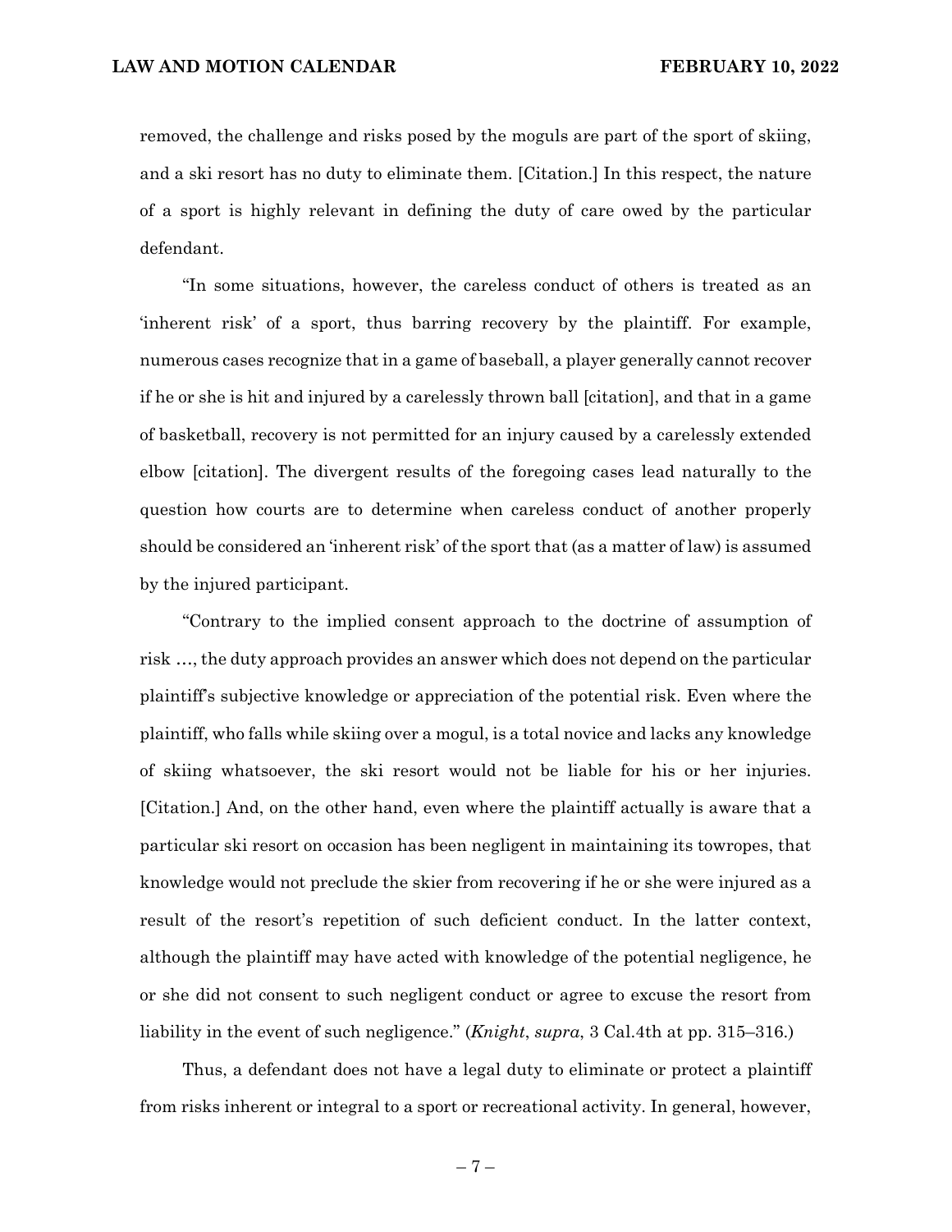removed, the challenge and risks posed by the moguls are part of the sport of skiing, and a ski resort has no duty to eliminate them. [Citation.] In this respect, the nature of a sport is highly relevant in defining the duty of care owed by the particular defendant.

"In some situations, however, the careless conduct of others is treated as an 'inherent risk' of a sport, thus barring recovery by the plaintiff. For example, numerous cases recognize that in a game of baseball, a player generally cannot recover if he or she is hit and injured by a carelessly thrown ball [citation], and that in a game of basketball, recovery is not permitted for an injury caused by a carelessly extended elbow [citation]. The divergent results of the foregoing cases lead naturally to the question how courts are to determine when careless conduct of another properly should be considered an 'inherent risk' of the sport that (as a matter of law) is assumed by the injured participant.

"Contrary to the implied consent approach to the doctrine of assumption of risk …, the duty approach provides an answer which does not depend on the particular plaintiff's subjective knowledge or appreciation of the potential risk. Even where the plaintiff, who falls while skiing over a mogul, is a total novice and lacks any knowledge of skiing whatsoever, the ski resort would not be liable for his or her injuries. [Citation.] And, on the other hand, even where the plaintiff actually is aware that a particular ski resort on occasion has been negligent in maintaining its towropes, that knowledge would not preclude the skier from recovering if he or she were injured as a result of the resort's repetition of such deficient conduct. In the latter context, although the plaintiff may have acted with knowledge of the potential negligence, he or she did not consent to such negligent conduct or agree to excuse the resort from liability in the event of such negligence." (*Knight*, *supra*, 3 Cal.4th at pp. 315–316.)

Thus, a defendant does not have a legal duty to eliminate or protect a plaintiff from risks inherent or integral to a sport or recreational activity. In general, however,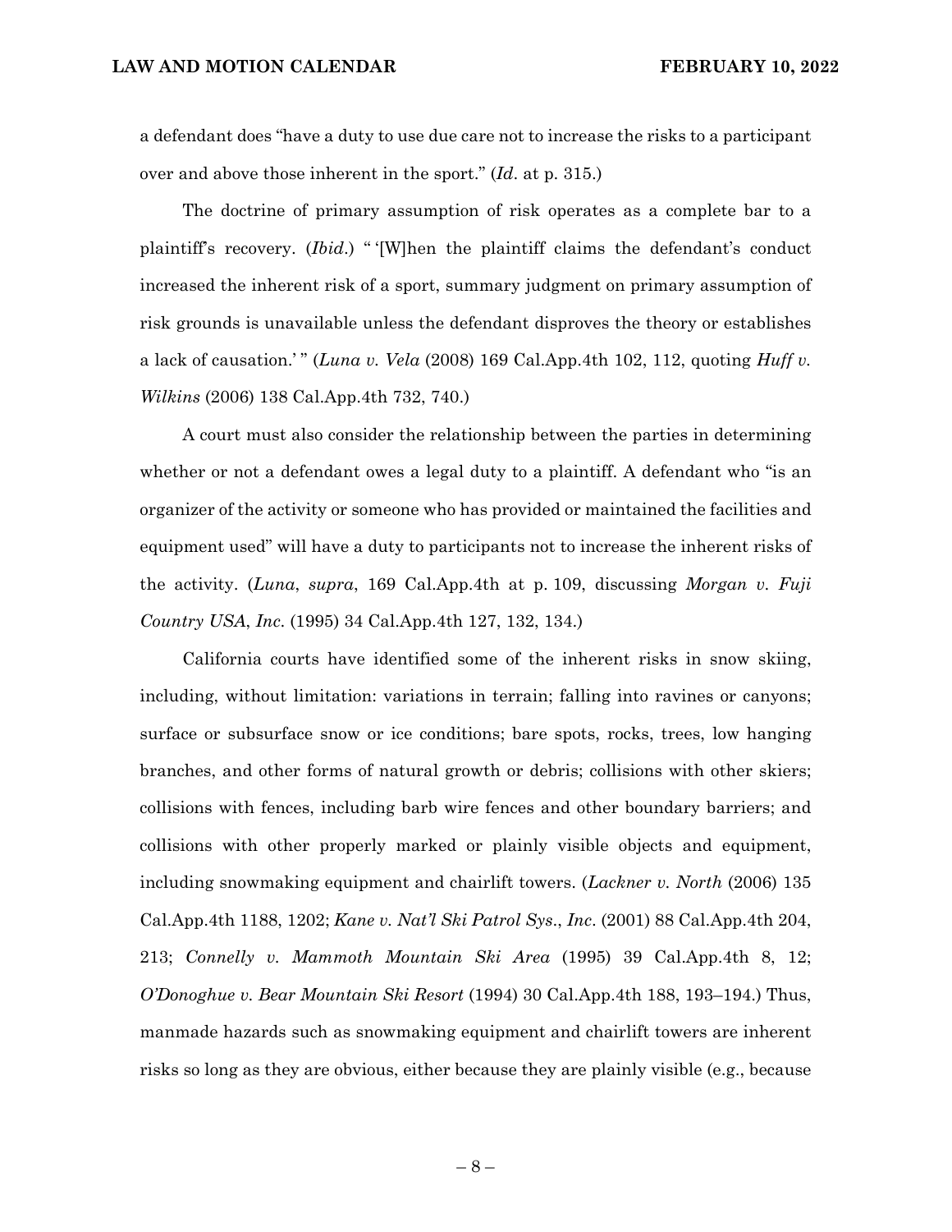a defendant does "have a duty to use due care not to increase the risks to a participant over and above those inherent in the sport." (*Id*. at p. 315.)

The doctrine of primary assumption of risk operates as a complete bar to a plaintiff's recovery. (*Ibid*.) " '[W]hen the plaintiff claims the defendant's conduct increased the inherent risk of a sport, summary judgment on primary assumption of risk grounds is unavailable unless the defendant disproves the theory or establishes a lack of causation.' " (*Luna v. Vela* (2008) 169 Cal.App.4th 102, 112, quoting *Huff v. Wilkins* (2006) 138 Cal.App.4th 732, 740.)

A court must also consider the relationship between the parties in determining whether or not a defendant owes a legal duty to a plaintiff. A defendant who "is an organizer of the activity or someone who has provided or maintained the facilities and equipment used" will have a duty to participants not to increase the inherent risks of the activity. (*Luna*, *supra*, 169 Cal.App.4th at p. 109, discussing *Morgan v. Fuji Country USA*, *Inc.* (1995) 34 Cal.App.4th 127, 132, 134.)

California courts have identified some of the inherent risks in snow skiing, including, without limitation: variations in terrain; falling into ravines or canyons; surface or subsurface snow or ice conditions; bare spots, rocks, trees, low hanging branches, and other forms of natural growth or debris; collisions with other skiers; collisions with fences, including barb wire fences and other boundary barriers; and collisions with other properly marked or plainly visible objects and equipment, including snowmaking equipment and chairlift towers. (*Lackner v. North* (2006) 135 Cal.App.4th 1188, 1202; *Kane v. Nat'l Ski Patrol Sys*., *Inc*. (2001) 88 Cal.App.4th 204, 213; *Connelly v. Mammoth Mountain Ski Area* (1995) 39 Cal.App.4th 8, 12; *O'Donoghue v. Bear Mountain Ski Resort* (1994) 30 Cal.App.4th 188, 193–194.) Thus, manmade hazards such as snowmaking equipment and chairlift towers are inherent risks so long as they are obvious, either because they are plainly visible (e.g., because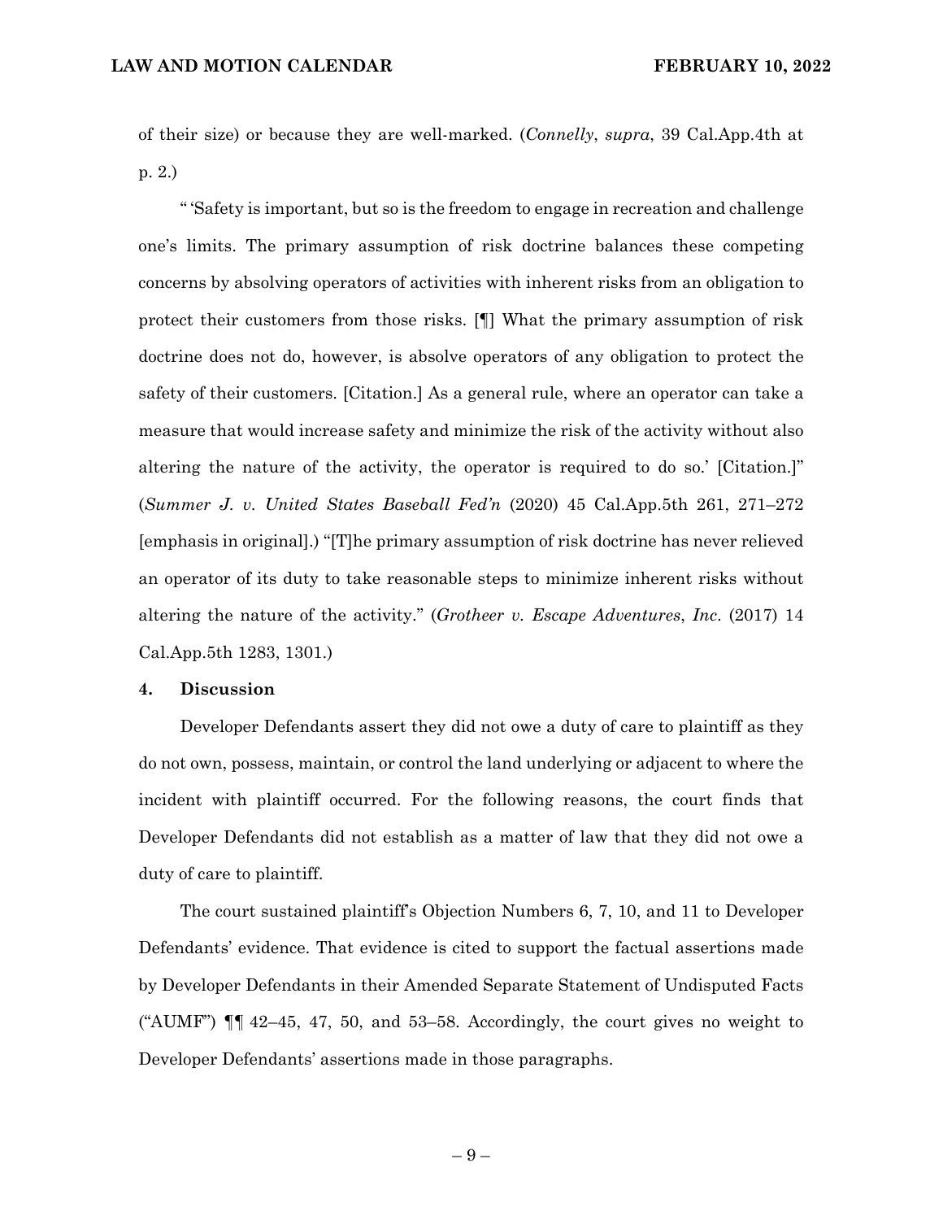of their size) or because they are well-marked. (*Connelly*, *supra*, 39 Cal.App.4th at p. 2.)

" 'Safety is important, but so is the freedom to engage in recreation and challenge one's limits. The primary assumption of risk doctrine balances these competing concerns by absolving operators of activities with inherent risks from an obligation to protect their customers from those risks. [¶] What the primary assumption of risk doctrine does not do, however, is absolve operators of any obligation to protect the safety of their customers. [Citation.] As a general rule, where an operator can take a measure that would increase safety and minimize the risk of the activity without also altering the nature of the activity, the operator is required to do so.' [Citation.]" (*Summer J. v. United States Baseball Fed'n* (2020) 45 Cal.App.5th 261, 271–272 [emphasis in original].) "[T]he primary assumption of risk doctrine has never relieved an operator of its duty to take reasonable steps to minimize inherent risks without altering the nature of the activity." (*Grotheer v. Escape Adventures, Inc*. (2017) 14 Cal.App.5th 1283, 1301.)

**4. Discussion**

Developer Defendants assert they did not owe a duty of care to plaintiff as they do not own, possess, maintain, or control the land underlying or adjacent to where the incident with plaintiff occurred. For the following reasons, the court finds that Developer Defendants did not establish as a matter of law that they did not owe a duty of care to plaintiff.

The court sustained plaintiff's Objection Numbers 6, 7, 10, and 11 to Developer Defendants' evidence. That evidence is cited to support the factual assertions made by Developer Defendants in their Amended Separate Statement of Undisputed Facts ("AUMF") ¶¶ 42–45, 47, 50, and 53–58. Accordingly, the court gives no weight to Developer Defendants' assertions made in those paragraphs.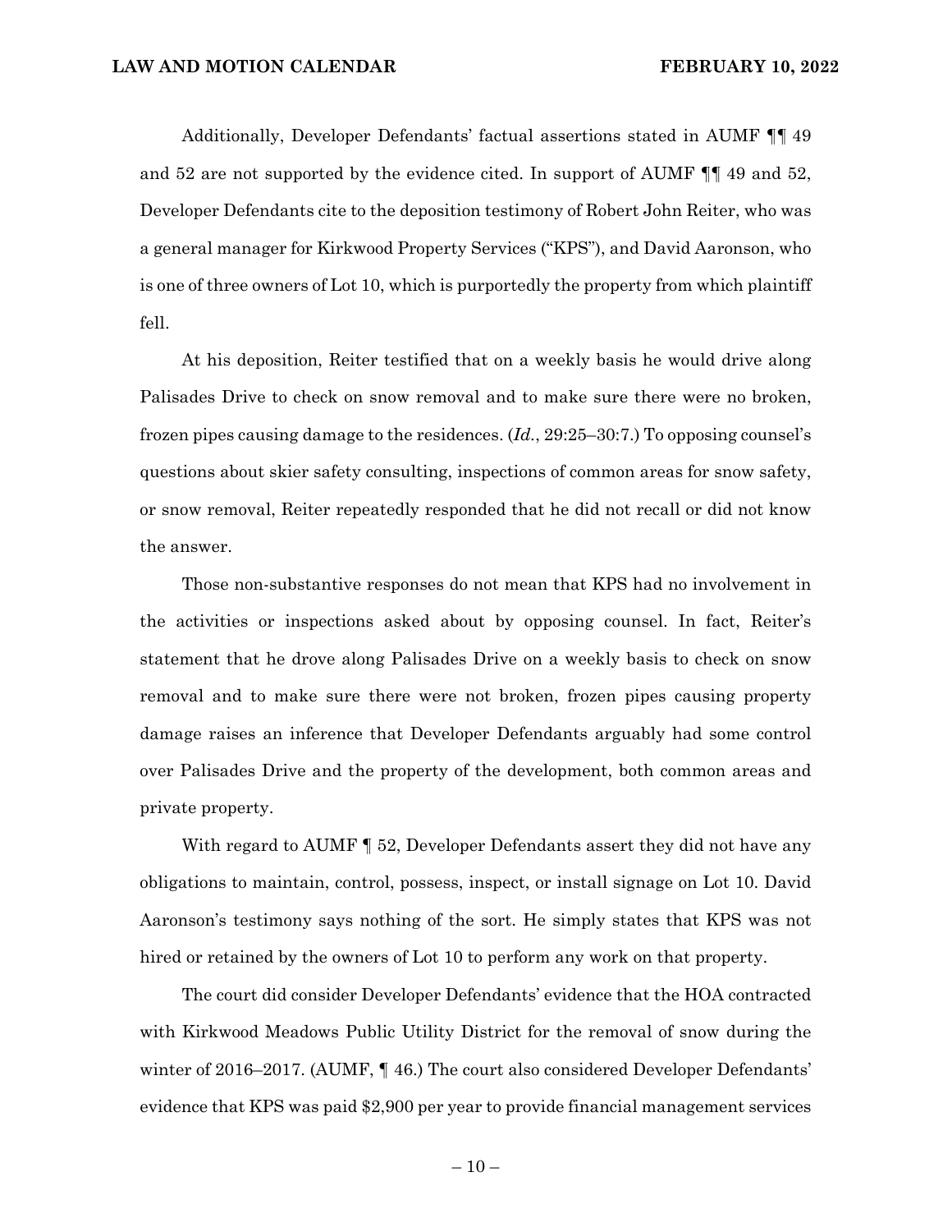Additionally, Developer Defendants' factual assertions stated in AUMF ¶¶ 49 and 52 are not supported by the evidence cited. In support of AUMF ¶¶ 49 and 52, Developer Defendants cite to the deposition testimony of Robert John Reiter, who was a general manager for Kirkwood Property Services ("KPS"), and David Aaronson, who is one of three owners of Lot 10, which is purportedly the property from which plaintiff fell.

At his deposition, Reiter testified that on a weekly basis he would drive along Palisades Drive to check on snow removal and to make sure there were no broken, frozen pipes causing damage to the residences. (*Id.*, 29:25–30:7.) To opposing counsel's questions about skier safety consulting, inspections of common areas for snow safety, or snow removal, Reiter repeatedly responded that he did not recall or did not know the answer.

Those non-substantive responses do not mean that KPS had no involvement in the activities or inspections asked about by opposing counsel. In fact, Reiter's statement that he drove along Palisades Drive on a weekly basis to check on snow removal and to make sure there were not broken, frozen pipes causing property damage raises an inference that Developer Defendants arguably had some control over Palisades Drive and the property of the development, both common areas and private property.

With regard to AUMF ¶ 52, Developer Defendants assert they did not have any obligations to maintain, control, possess, inspect, or install signage on Lot 10. David Aaronson's testimony says nothing of the sort. He simply states that KPS was not hired or retained by the owners of Lot 10 to perform any work on that property.

The court did consider Developer Defendants' evidence that the HOA contracted with Kirkwood Meadows Public Utility District for the removal of snow during the winter of 2016–2017. (AUMF, ¶ 46.) The court also considered Developer Defendants' evidence that KPS was paid $2,900 per year to provide financial management services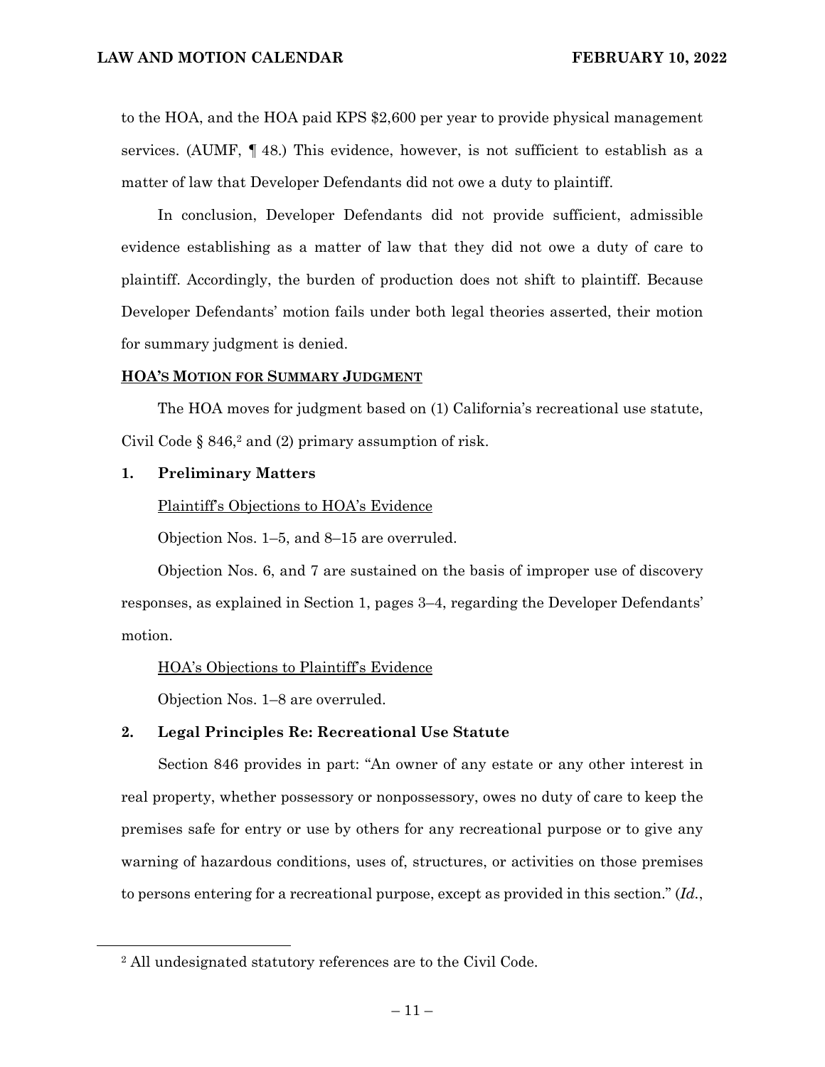to the HOA, and the HOA paid KPS $2,600 per year to provide physical management services. (AUMF, ¶ 48.) This evidence, however, is not sufficient to establish as a matter of law that Developer Defendants did not owe a duty to plaintiff.

In conclusion, Developer Defendants did not provide sufficient, admissible evidence establishing as a matter of law that they did not owe a duty of care to plaintiff. Accordingly, the burden of production does not shift to plaintiff. Because Developer Defendants' motion fails under both legal theories asserted, their motion for summary judgment is denied.

## HOA's Motion for Summary Judgment

The HOA moves for judgment based on (1) California's recreational use statute, Civil Code § 846,[2] and (2) primary assumption of risk.

### 1. Preliminary Matters

Plaintiff's Objections to HOA's Evidence

Objection Nos. 1–5, and 8–15 are overruled.

Objection Nos. 6, and 7 are sustained on the basis of improper use of discovery responses, as explained in Section 1, pages 3–4, regarding the Developer Defendants' motion.

HOA's Objections to Plaintiff's Evidence

Objection Nos. 1–8 are overruled.

### 2. Legal Principles Re: Recreational Use Statute

Section 846 provides in part: "An owner of any estate or any other interest in real property, whether possessory or nonpossessory, owes no duty of care to keep the premises safe for entry or use by others for any recreational purpose or to give any warning of hazardous conditions, uses of, structures, or activities on those premises to persons entering for a recreational purpose, except as provided in this section." (*Id.*,

[2] All undesignated statutory references are to the Civil Code.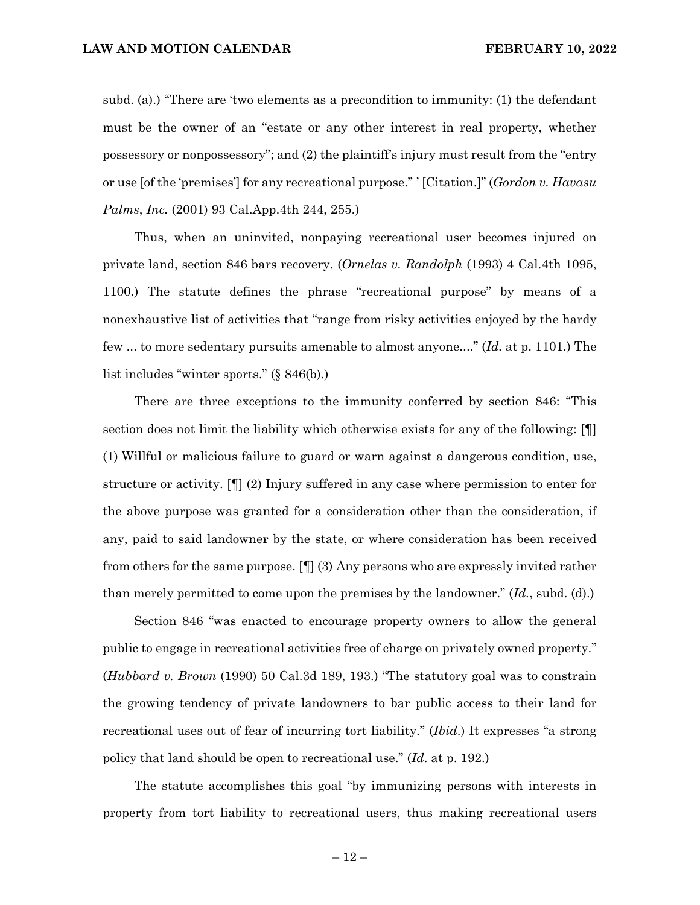subd. (a).) "There are 'two elements as a precondition to immunity: (1) the defendant must be the owner of an "estate or any other interest in real property, whether possessory or nonpossessory"; and (2) the plaintiff's injury must result from the "entry or use [of the 'premises'] for any recreational purpose." ' [Citation.]" (*Gordon v. Havasu Palms, Inc.* (2001) 93 Cal.App.4th 244, 255.)

Thus, when an uninvited, nonpaying recreational user becomes injured on private land, section 846 bars recovery. (*Ornelas v. Randolph* (1993) 4 Cal.4th 1095, 1100.) The statute defines the phrase "recreational purpose" by means of a nonexhaustive list of activities that "range from risky activities enjoyed by the hardy few ... to more sedentary pursuits amenable to almost anyone...." (*Id.* at p. 1101.) The list includes "winter sports." (§ 846(b).)

There are three exceptions to the immunity conferred by section 846: "This section does not limit the liability which otherwise exists for any of the following: [¶] (1) Willful or malicious failure to guard or warn against a dangerous condition, use, structure or activity. [¶] (2) Injury suffered in any case where permission to enter for the above purpose was granted for a consideration other than the consideration, if any, paid to said landowner by the state, or where consideration has been received from others for the same purpose. [¶] (3) Any persons who are expressly invited rather than merely permitted to come upon the premises by the landowner." (*Id.*, subd. (d).)

Section 846 "was enacted to encourage property owners to allow the general public to engage in recreational activities free of charge on privately owned property." (*Hubbard v. Brown* (1990) 50 Cal.3d 189, 193.) "The statutory goal was to constrain the growing tendency of private landowners to bar public access to their land for recreational uses out of fear of incurring tort liability." (*Ibid*.) It expresses "a strong policy that land should be open to recreational use." (*Id*. at p. 192.)

The statute accomplishes this goal "by immunizing persons with interests in property from tort liability to recreational users, thus making recreational users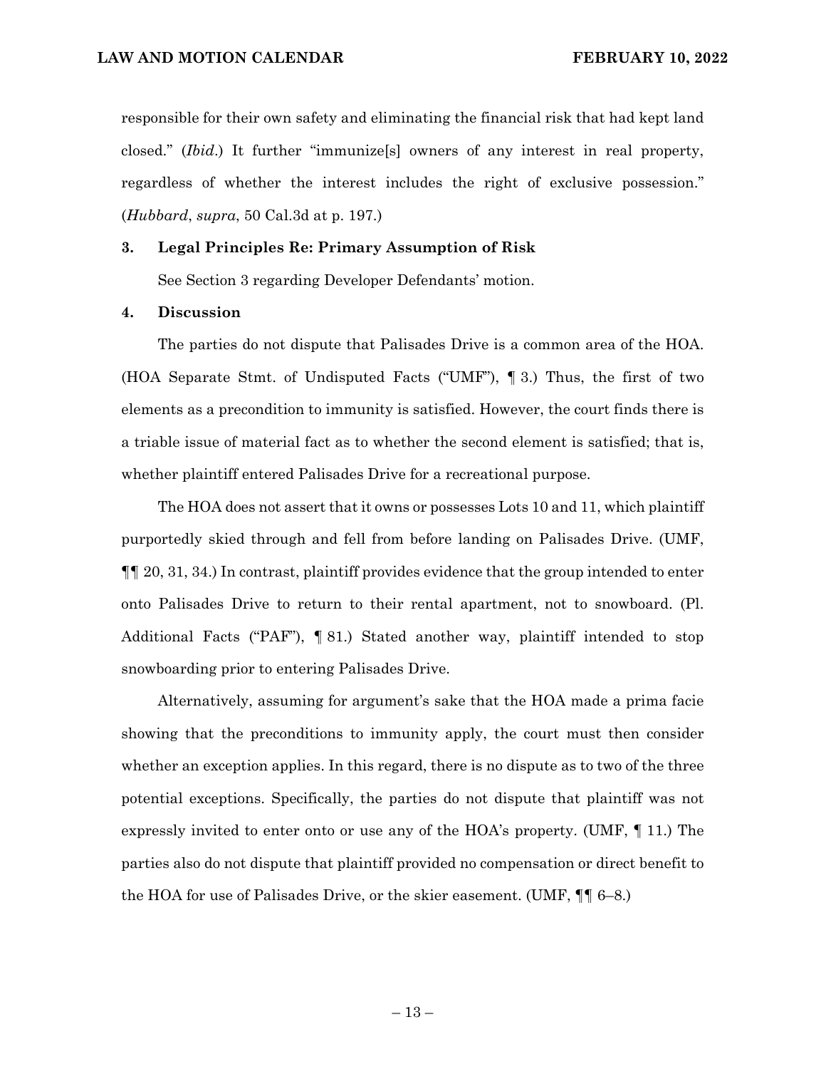responsible for their own safety and eliminating the financial risk that had kept land closed." (*Ibid*.) It further "immunize[s] owners of any interest in real property, regardless of whether the interest includes the right of exclusive possession." (*Hubbard*, *supra*, 50 Cal.3d at p. 197.)

**3. Legal Principles Re: Primary Assumption of Risk**

See Section 3 regarding Developer Defendants' motion.

**4. Discussion**

The parties do not dispute that Palisades Drive is a common area of the HOA. (HOA Separate Stmt. of Undisputed Facts ("UMF"), ¶ 3.) Thus, the first of two elements as a precondition to immunity is satisfied. However, the court finds there is a triable issue of material fact as to whether the second element is satisfied; that is, whether plaintiff entered Palisades Drive for a recreational purpose.

The HOA does not assert that it owns or possesses Lots 10 and 11, which plaintiff purportedly skied through and fell from before landing on Palisades Drive. (UMF, ¶¶ 20, 31, 34.) In contrast, plaintiff provides evidence that the group intended to enter onto Palisades Drive to return to their rental apartment, not to snowboard. (Pl. Additional Facts ("PAF"), ¶ 81.) Stated another way, plaintiff intended to stop snowboarding prior to entering Palisades Drive.

Alternatively, assuming for argument's sake that the HOA made a prima facie showing that the preconditions to immunity apply, the court must then consider whether an exception applies. In this regard, there is no dispute as to two of the three potential exceptions. Specifically, the parties do not dispute that plaintiff was not expressly invited to enter onto or use any of the HOA's property. (UMF, ¶ 11.) The parties also do not dispute that plaintiff provided no compensation or direct benefit to the HOA for use of Palisades Drive, or the skier easement. (UMF, ¶¶ 6–8.)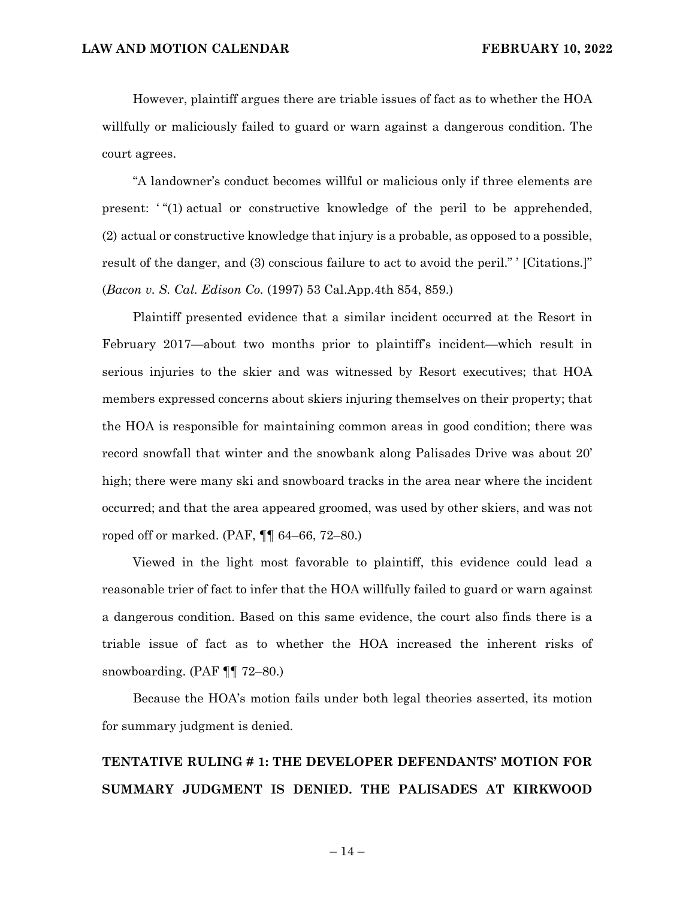However, plaintiff argues there are triable issues of fact as to whether the HOA willfully or maliciously failed to guard or warn against a dangerous condition. The court agrees.

"A landowner's conduct becomes willful or malicious only if three elements are present: ' "(1) actual or constructive knowledge of the peril to be apprehended, (2) actual or constructive knowledge that injury is a probable, as opposed to a possible, result of the danger, and (3) conscious failure to act to avoid the peril." ' [Citations.]" (*Bacon v. S. Cal. Edison Co.* (1997) 53 Cal.App.4th 854, 859.)

Plaintiff presented evidence that a similar incident occurred at the Resort in February 2017—about two months prior to plaintiff's incident—which result in serious injuries to the skier and was witnessed by Resort executives; that HOA members expressed concerns about skiers injuring themselves on their property; that the HOA is responsible for maintaining common areas in good condition; there was record snowfall that winter and the snowbank along Palisades Drive was about 20' high; there were many ski and snowboard tracks in the area near where the incident occurred; and that the area appeared groomed, was used by other skiers, and was not roped off or marked. (PAF, ¶¶ 64–66, 72–80.)

Viewed in the light most favorable to plaintiff, this evidence could lead a reasonable trier of fact to infer that the HOA willfully failed to guard or warn against a dangerous condition. Based on this same evidence, the court also finds there is a triable issue of fact as to whether the HOA increased the inherent risks of snowboarding. (PAF ¶¶ 72–80.)

Because the HOA's motion fails under both legal theories asserted, its motion for summary judgment is denied.

**TENTATIVE RULING # 1: THE DEVELOPER DEFENDANTS' MOTION FOR SUMMARY JUDGMENT IS DENIED. THE PALISADES AT KIRKWOOD**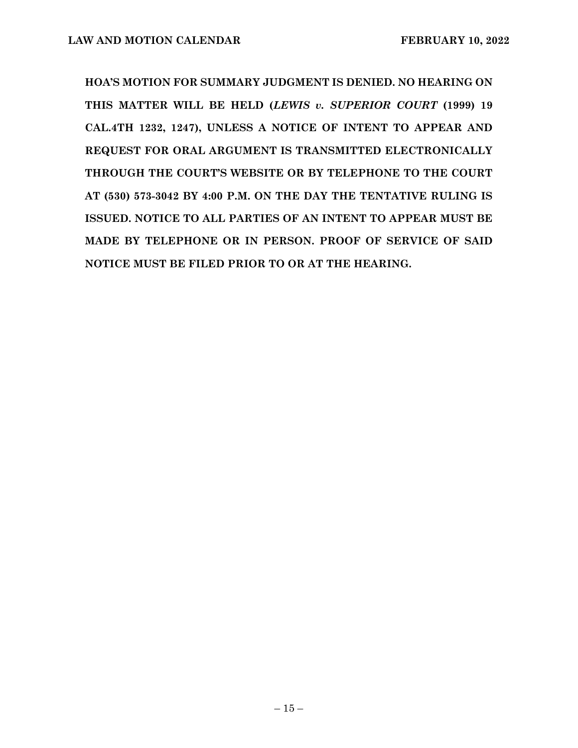**HOA'S MOTION FOR SUMMARY JUDGMENT IS DENIED. NO HEARING ON THIS MATTER WILL BE HELD (*LEWIS v. SUPERIOR COURT* (1999) 19 CAL.4TH 1232, 1247), UNLESS A NOTICE OF INTENT TO APPEAR AND REQUEST FOR ORAL ARGUMENT IS TRANSMITTED ELECTRONICALLY THROUGH THE COURT'S WEBSITE OR BY TELEPHONE TO THE COURT AT (530) 573-3042 BY 4:00 P.M. ON THE DAY THE TENTATIVE RULING IS ISSUED. NOTICE TO ALL PARTIES OF AN INTENT TO APPEAR MUST BE MADE BY TELEPHONE OR IN PERSON. PROOF OF SERVICE OF SAID NOTICE MUST BE FILED PRIOR TO OR AT THE HEARING.**